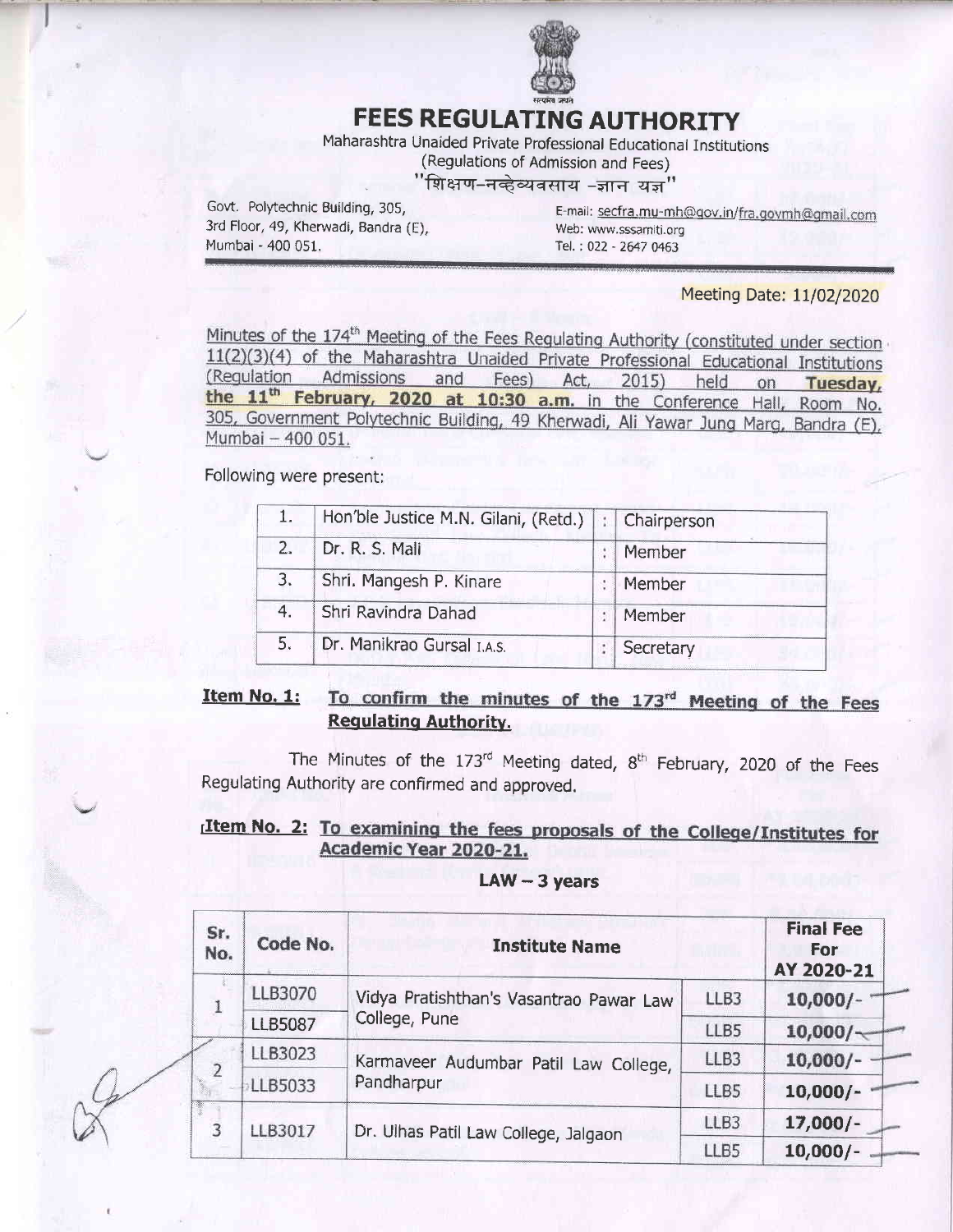# FEES REGULATING AUTHORITY

Maharashtra Unaided Private Professional Educational Institutions
(Regulations of Admission and Fees)
"शिक्षण-नव्हेव्यवसाय -ज्ञान यज्ञ"

Govt. Polytechnic Building, 305,
3rd Floor, 49, Kherwadi, Bandra (E),
Mumbai - 400 051.

E-mail: secfra.mu-mh@gov.in/fra.govmh@gmail.com
Web: www.sssamiti.org
Tel. : 022 - 2647 0463

Meeting Date: 11/02/2020

Minutes of the 174th Meeting of the Fees Regulating Authority (constituted under section 11(2)(3)(4) of the Maharashtra Unaided Private Professional Educational Institutions (Regulation Admissions and Fees) Act, 2015) held on **Tuesday, the 11th February, 2020 at 10:30 a.m.** in the Conference Hall, Room No. 305, Government Polytechnic Building, 49 Kherwadi, Ali Yawar Jung Marg, Bandra (E), Mumbai – 400 051.

Following were present:

| | | | |
|---|---|---|---|
| 1. | Hon'ble Justice M.N. Gilani, (Retd.) | : | Chairperson |
| 2. | Dr. R. S. Mali | : | Member |
| 3. | Shri. Mangesh P. Kinare | : | Member |
| 4. | Shri Ravindra Dahad | : | Member |
| 5. | Dr. Manikrao Gursal I.A.S. | : | Secretary |

**Item No. 1: To confirm the minutes of the 173rd Meeting of the Fees Regulating Authority.**

The Minutes of the 173rd Meeting dated, 8th February, 2020 of the Fees Regulating Authority are confirmed and approved.

**Item No. 2: To examining the fees proposals of the College/Institutes for Academic Year 2020-21.**

**LAW – 3 years**

| Sr. No. | Code No. | Institute Name | | Final Fee For AY 2020-21 |
|---|---|---|---|---|
| 1 | LLB3070 | Vidya Pratishthan's Vasantrao Pawar Law College, Pune | LLB3 | 10,000/- |
| | LLB5087 | | LLB5 | 10,000/- |
| 2 | LLB3023 | Karmaveer Audumbar Patil Law College, Pandharpur | LLB3 | 10,000/- |
| | LLB5033 | | LLB5 | 10,000/- |
| 3 | LLB3017 | Dr. Ulhas Patil Law College, Jalgaon | LLB3 | 17,000/- |
| | | | LLB5 | 10,000/- |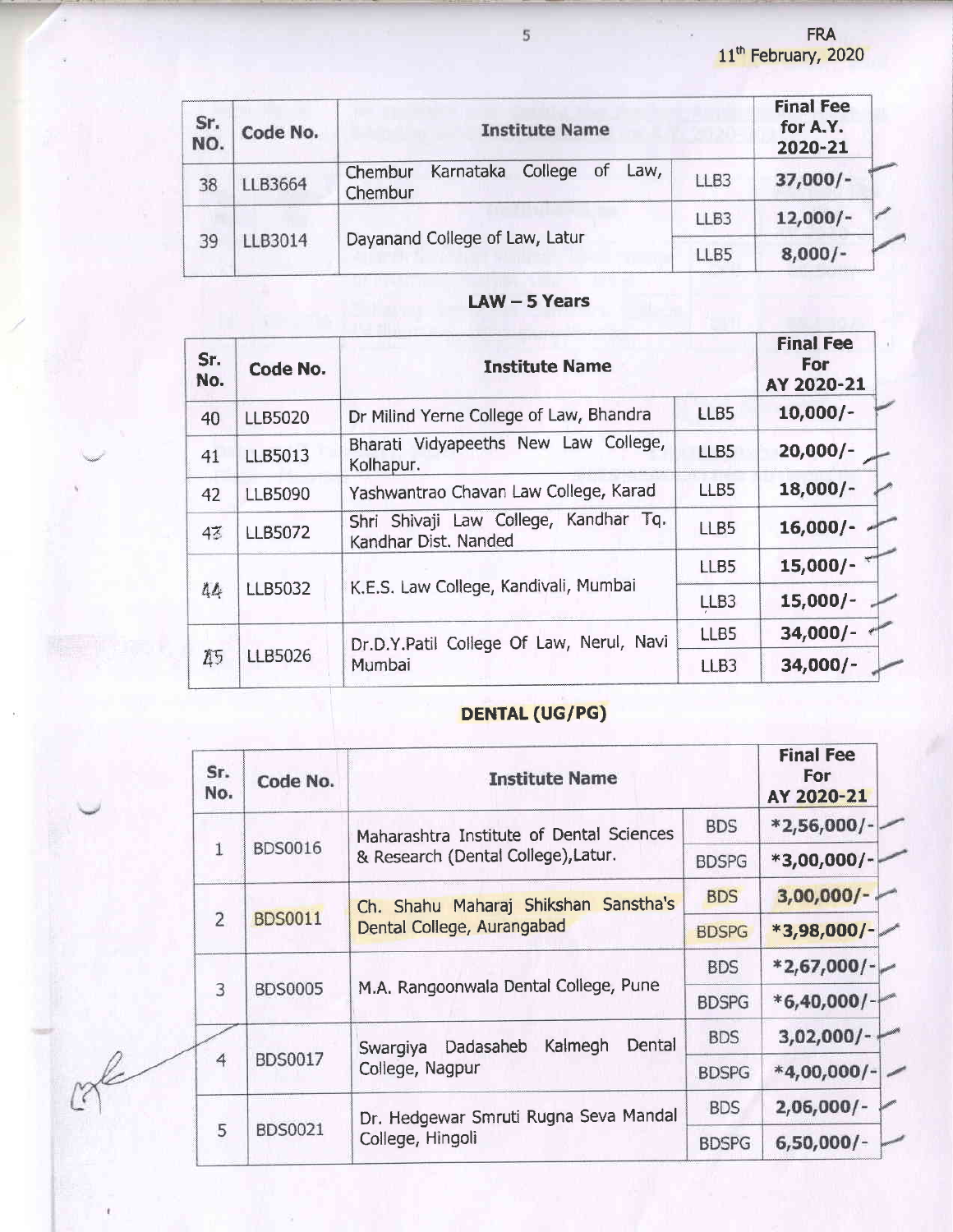| Sr. NO. | Code No. | Institute Name | | Final Fee for A.Y. 2020-21 |
|---|---|---|---|---|
| 38 | LLB3664 | Chembur Karnataka College of Law, Chembur | LLB3 | 37,000/- |
| 39 | LLB3014 | Dayanand College of Law, Latur | LLB3 | 12,000/- |
| | | | LLB5 | 8,000/- |

## LAW – 5 Years

| Sr. No. | Code No. | Institute Name | | Final Fee For AY 2020-21 |
|---|---|---|---|---|
| 40 | LLB5020 | Dr Milind Yerne College of Law, Bhandra | LLB5 | 10,000/- |
| 41 | LLB5013 | Bharati Vidyapeeths New Law College, Kolhapur. | LLB5 | 20,000/- |
| 42 | LLB5090 | Yashwantrao Chavan Law College, Karad | LLB5 | 18,000/- |
| 43 | LLB5072 | Shri Shivaji Law College, Kandhar Tq. Kandhar Dist. Nanded | LLB5 | 16,000/- |
| 44 | LLB5032 | K.E.S. Law College, Kandivali, Mumbai | LLB5 | 15,000/- |
| | | | LLB3 | 15,000/- |
| 45 | LLB5026 | Dr.D.Y.Patil College Of Law, Nerul, Navi Mumbai | LLB5 | 34,000/- |
| | | | LLB3 | 34,000/- |

## DENTAL (UG/PG)

| Sr. No. | Code No. | Institute Name | | Final Fee For AY 2020-21 |
|---|---|---|---|---|
| 1 | BDS0016 | Maharashtra Institute of Dental Sciences & Research (Dental College),Latur. | BDS | *2,56,000/- |
| | | | BDSPG | *3,00,000/- |
| 2 | BDS0011 | Ch. Shahu Maharaj Shikshan Sanstha's Dental College, Aurangabad | BDS | 3,00,000/- |
| | | | BDSPG | *3,98,000/- |
| 3 | BDS0005 | M.A. Rangoonwala Dental College, Pune | BDS | *2,67,000/- |
| | | | BDSPG | *6,40,000/- |
| 4 | BDS0017 | Swargiya Dadasaheb Kalmegh Dental College, Nagpur | BDS | 3,02,000/- |
| | | | BDSPG | *4,00,000/- |
| 5 | BDS0021 | Dr. Hedgewar Smruti Rugna Seva Mandal College, Hingoli | BDS | 2,06,000/- |
| | | | BDSPG | 6,50,000/- |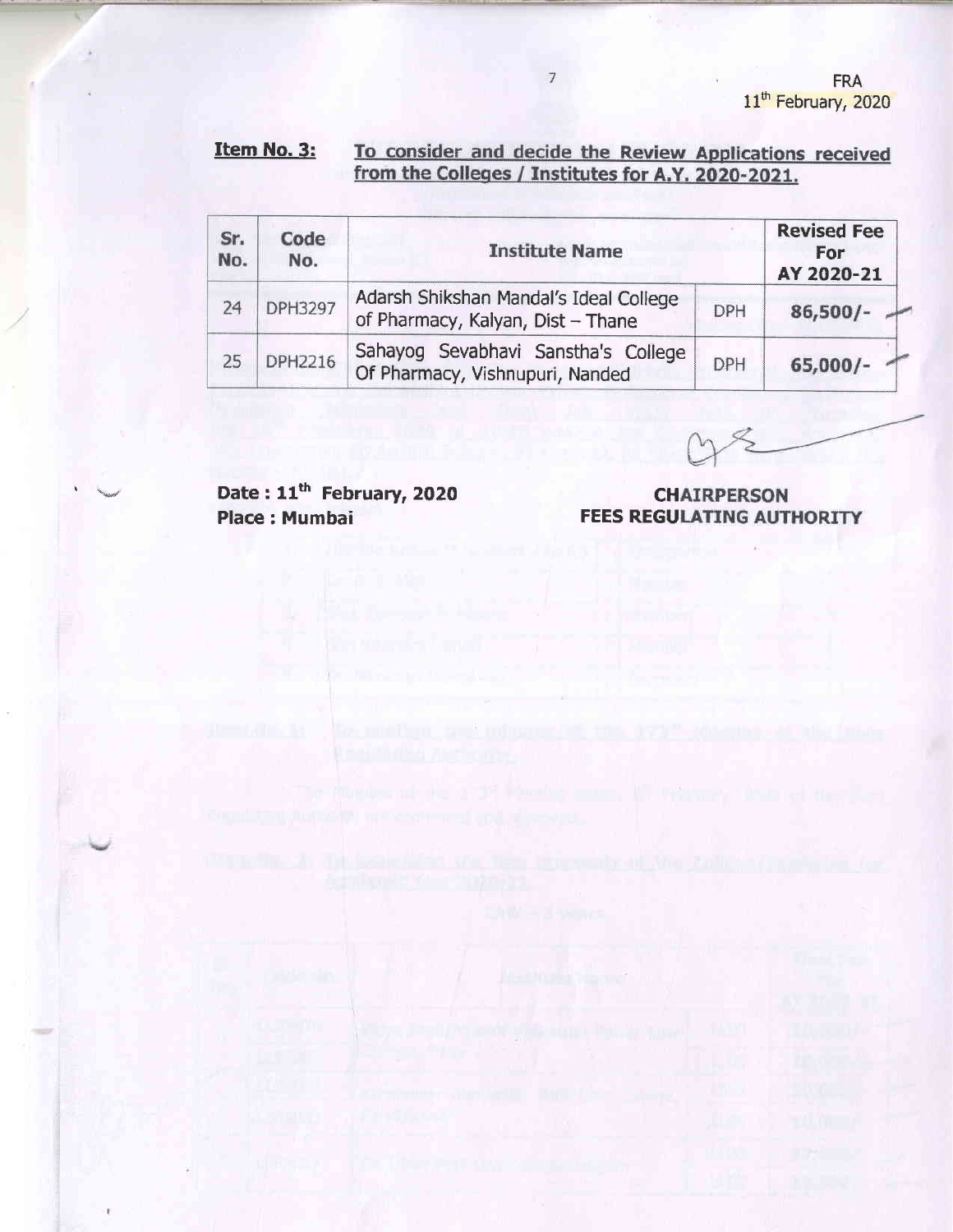**Item No. 3:** **To consider and decide the Review Applications received from the Colleges / Institutes for A.Y. 2020-2021.**

| Sr. No. | Code No. | Institute Name | | Revised Fee For AY 2020-21 |
|---|---|---|---|---|
| 24 | DPH3297 | Adarsh Shikshan Mandal's Ideal College of Pharmacy, Kalyan, Dist – Thane | DPH | **86,500/-** |
| 25 | DPH2216 | Sahayog Sevabhavi Sanstha's College Of Pharmacy, Vishnupuri, Nanded | DPH | **65,000/-** |

**Date : 11th February, 2020**
**Place : Mumbai**

**CHAIRPERSON**
**FEES REGULATING AUTHORITY**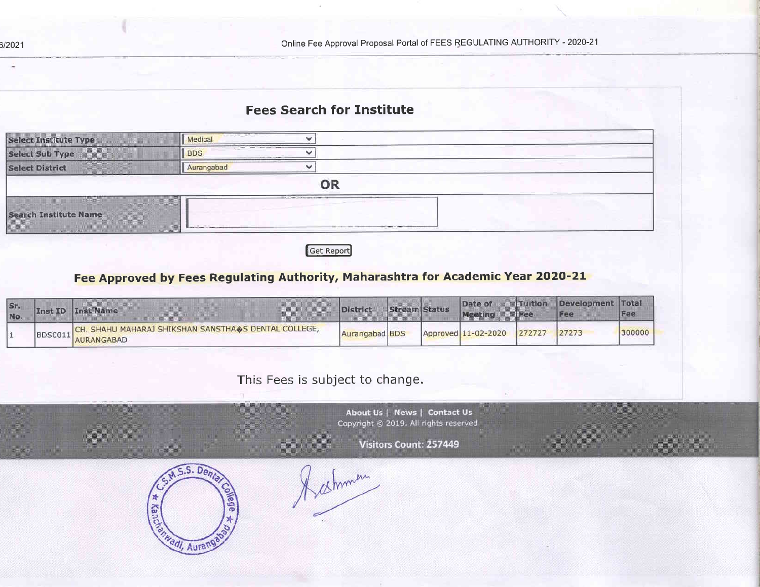## Fees Search for Institute

| | |
|---|---|
| Select Institute Type | Medical |
| Select Sub Type | BDS |
| Select District | Aurangabad |
| **OR** | |
| Search Institute Name | |

Get Report

## Fee Approved by Fees Regulating Authority, Maharashtra for Academic Year 2020-21

| Sr. No. | Inst ID | Inst Name | District | Stream | Status | Date of Meeting | Tuition Fee | Development Fee | Total Fee |
|---|---|---|---|---|---|---|---|---|---|
| 1 | BDS0011 | CH. SHAHU MAHARAJ SHIKSHAN SANSTHA�S DENTAL COLLEGE, AURANGABAD | Aurangabad | BDS | Approved | 11-02-2020 | 272727 | 27273 | 300000 |

This Fees is subject to change.

About Us | News | Contact Us
Copyright © 2019. All rights reserved.

Visitors Count: 257449

C.S.M.S.S. Dental College ★ Kanchanwadi, Aurangabad ★